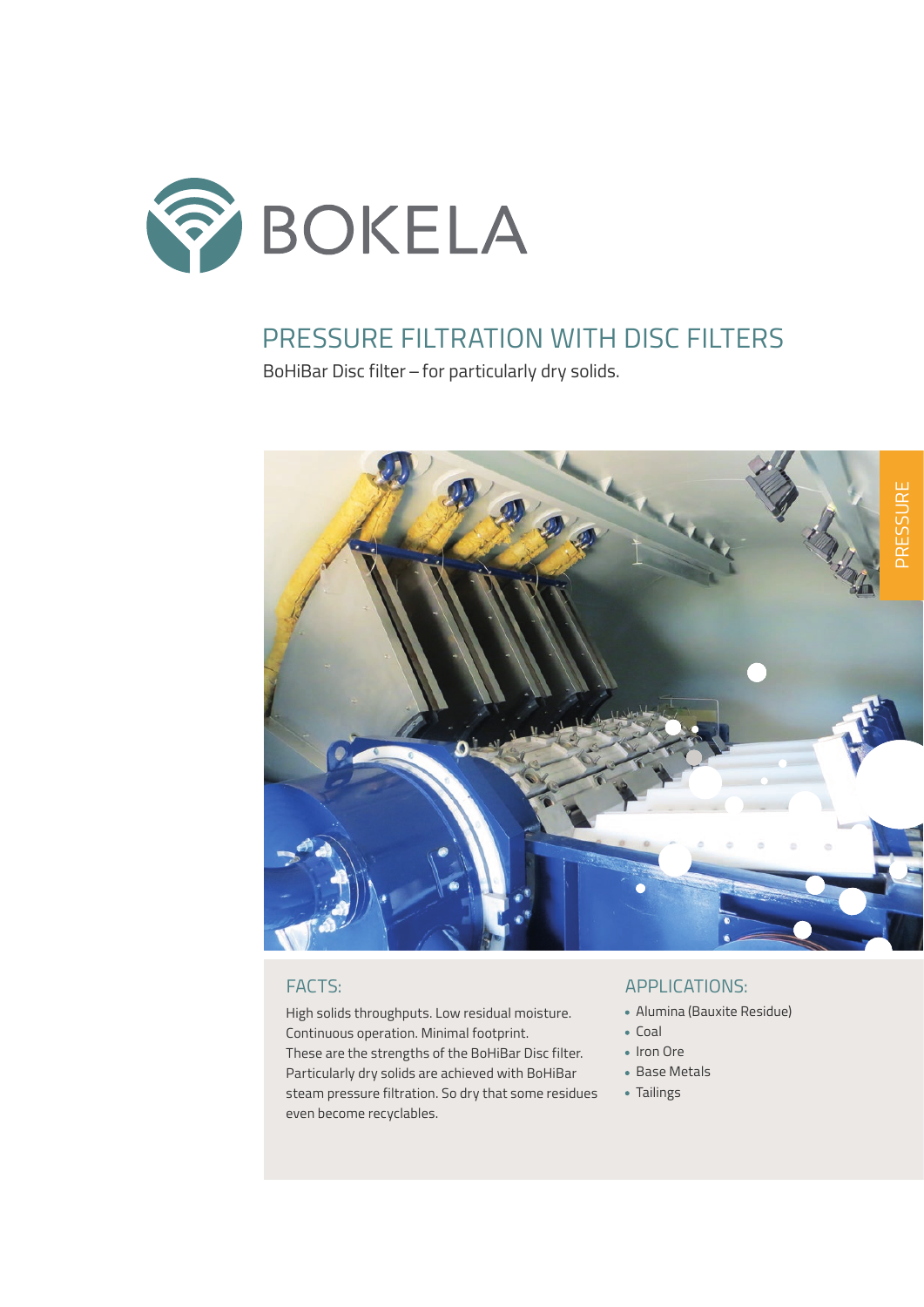BOKELA

# PRESSURE FILTRATION WITH DISC FILTERS

BoHiBar Disc filter – for particularly dry solids.

PRESSURE

## FACTS:

High solids throughputs. Low residual moisture. Continuous operation. Minimal footprint. These are the strengths of the BoHiBar Disc filter. Particularly dry solids are achieved with BoHiBar steam pressure filtration. So dry that some residues even become recyclables.

## APPLICATIONS:

- Alumina (Bauxite Residue)
- Coal
- Iron Ore
- Base Metals
- Tailings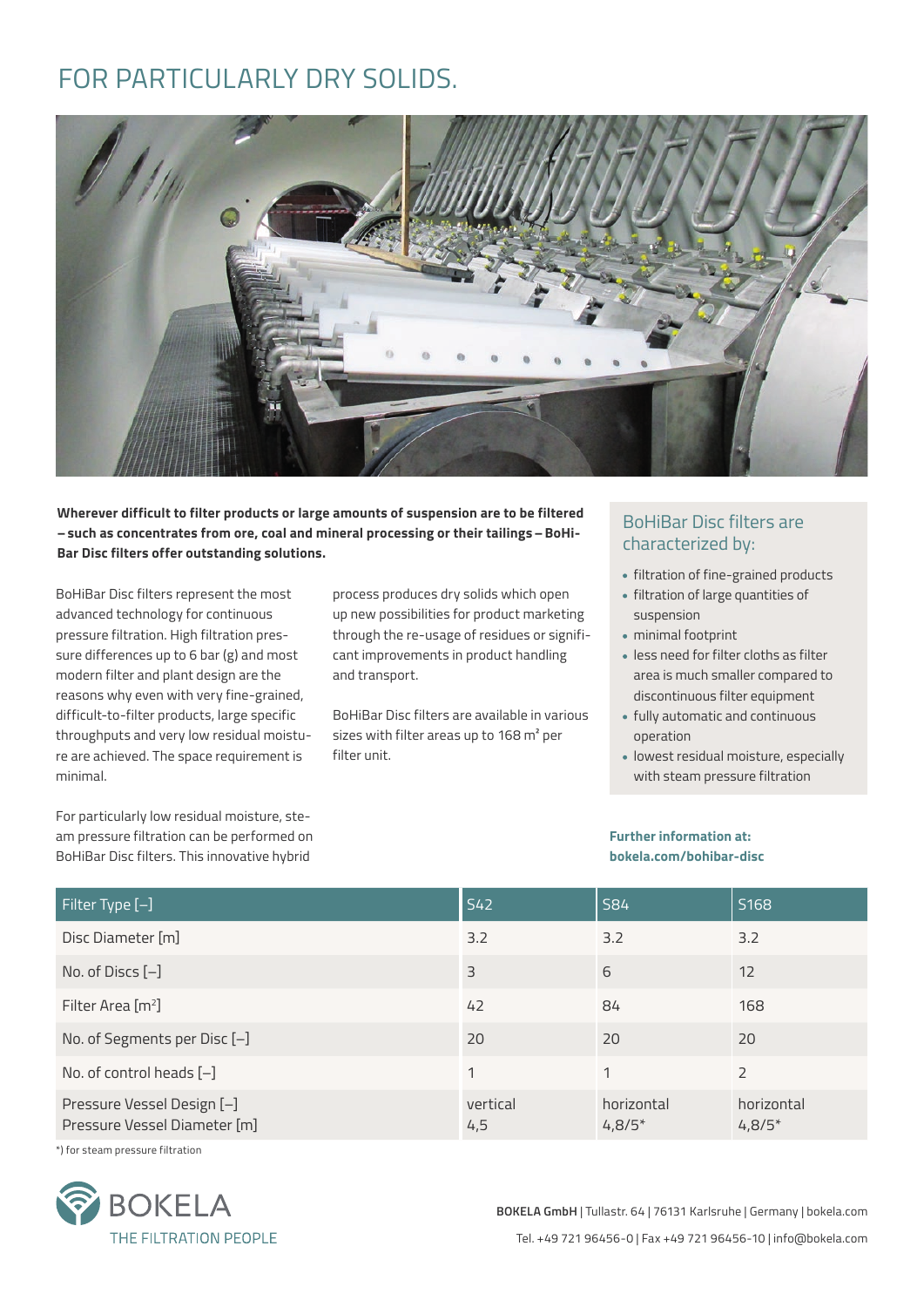# FOR PARTICULARLY DRY SOLIDS.

**Wherever difficult to filter products or large amounts of suspension are to be filtered – such as concentrates from ore, coal and mineral processing or their tailings – BoHiBar Disc filters offer outstanding solutions.**

BoHiBar Disc filters represent the most advanced technology for continuous pressure filtration. High filtration pressure differences up to 6 bar (g) and most modern filter and plant design are the reasons why even with very fine-grained, difficult-to-filter products, large specific throughputs and very low residual moisture are achieved. The space requirement is minimal.

For particularly low residual moisture, steam pressure filtration can be performed on BoHiBar Disc filters. This innovative hybrid process produces dry solids which open up new possibilities for product marketing through the re-usage of residues or significant improvements in product handling and transport.

BoHiBar Disc filters are available in various sizes with filter areas up to 168 m² per filter unit.

## BoHiBar Disc filters are characterized by:

- filtration of fine-grained products
- filtration of large quantities of suspension
- minimal footprint
- less need for filter cloths as filter area is much smaller compared to discontinuous filter equipment
- fully automatic and continuous operation
- lowest residual moisture, especially with steam pressure filtration

**Further information at: bokela.com/bohibar-disc**

| Filter Type [–] | S42 | S84 | S168 |
|---|---|---|---|
| Disc Diameter [m] | 3.2 | 3.2 | 3.2 |
| No. of Discs [–] | 3 | 6 | 12 |
| Filter Area [m²] | 42 | 84 | 168 |
| No. of Segments per Disc [–] | 20 | 20 | 20 |
| No. of control heads [–] | 1 | 1 | 2 |
| Pressure Vessel Design [–]<br>Pressure Vessel Diameter [m] | vertical<br>4,5 | horizontal<br>4,8/5* | horizontal<br>4,8/5* |

*) for steam pressure filtration

BOKELA
THE FILTRATION PEOPLE

**BOKELA GmbH** | Tullastr. 64 | 76131 Karlsruhe | Germany | bokela.com

Tel. +49 721 96456-0 | Fax +49 721 96456-10 | info@bokela.com